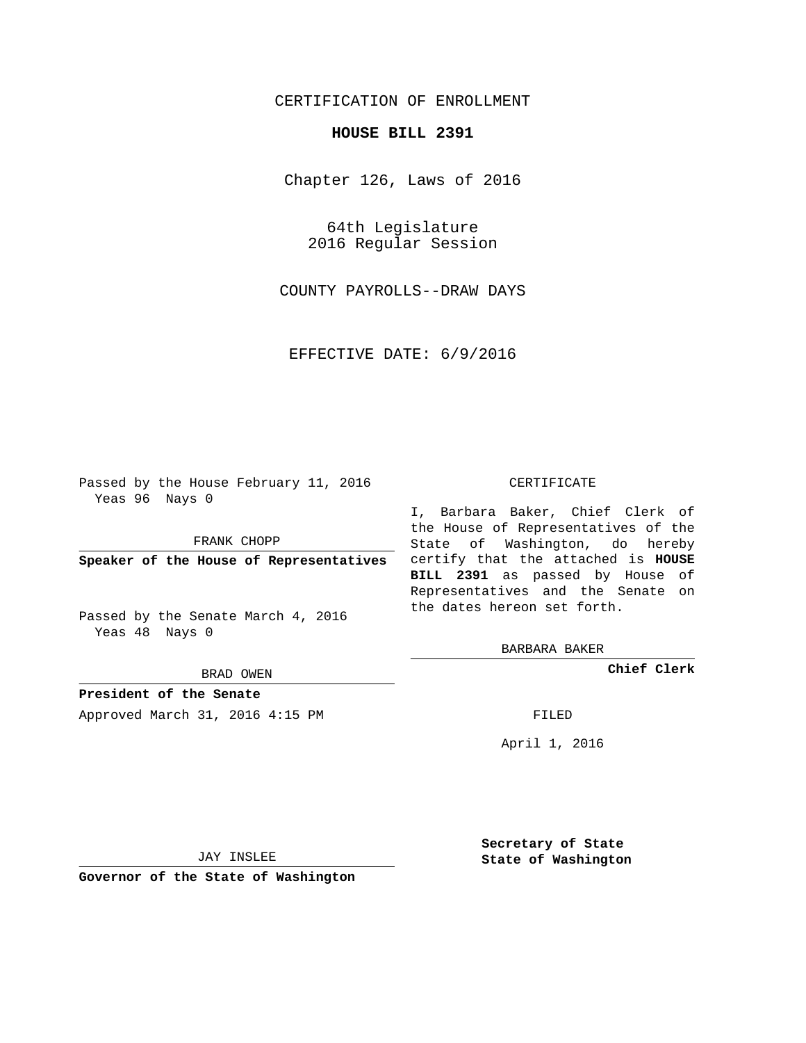CERTIFICATION OF ENROLLMENT

**HOUSE BILL 2391**

Chapter 126, Laws of 2016

64th Legislature
2016 Regular Session

COUNTY PAYROLLS--DRAW DAYS

EFFECTIVE DATE: 6/9/2016

Passed by the House February 11, 2016
Yeas 96 Nays 0

FRANK CHOPP

**Speaker of the House of Representatives**

Passed by the Senate March 4, 2016
Yeas 48 Nays 0

BRAD OWEN

**President of the Senate**

Approved March 31, 2016 4:15 PM

JAY INSLEE

**Governor of the State of Washington**

CERTIFICATE

I, Barbara Baker, Chief Clerk of the House of Representatives of the State of Washington, do hereby certify that the attached is **HOUSE BILL 2391** as passed by House of Representatives and the Senate on the dates hereon set forth.

BARBARA BAKER

**Chief Clerk**

FILED

April 1, 2016

**Secretary of State**
**State of Washington**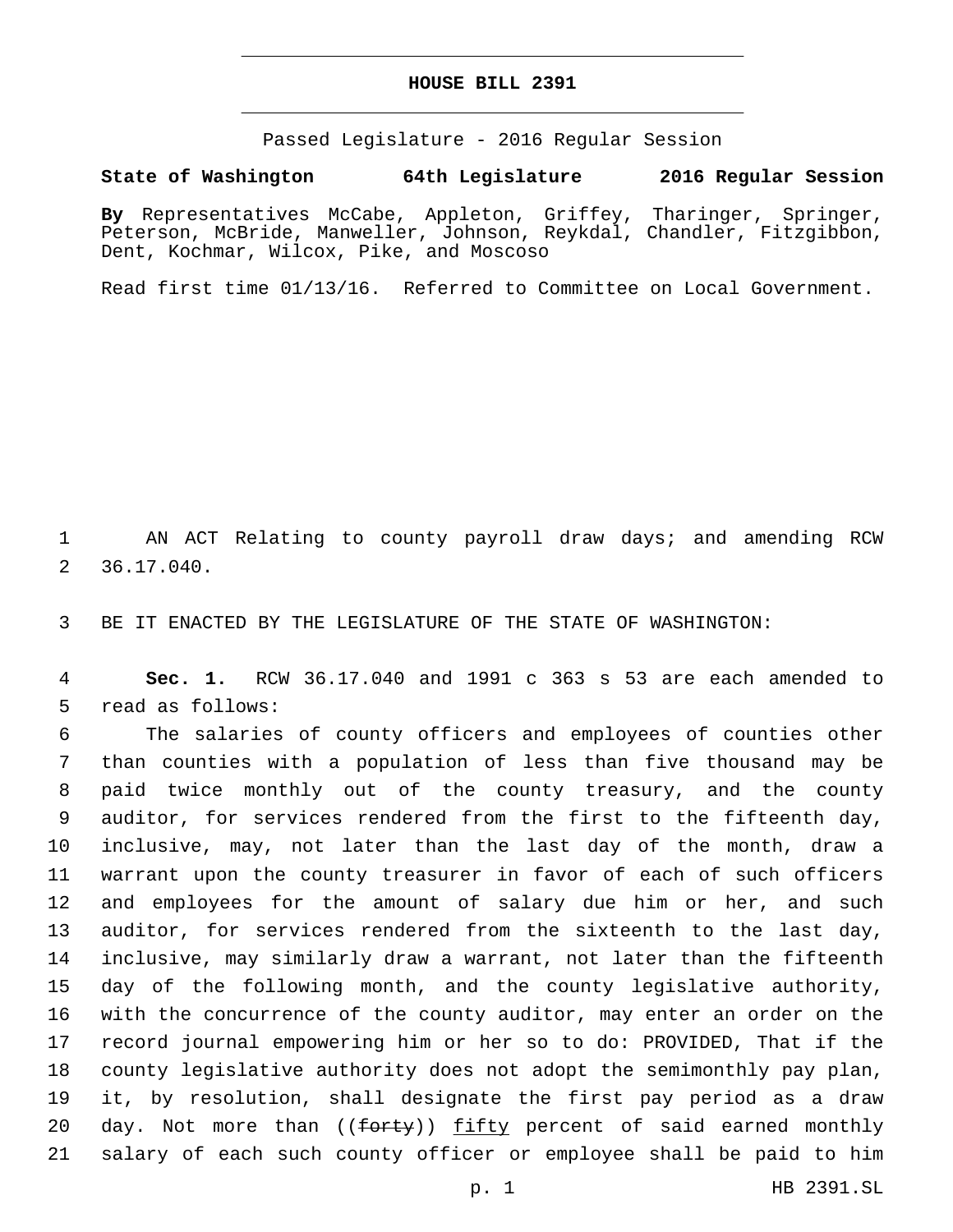# HOUSE BILL 2391

Passed Legislature - 2016 Regular Session

**State of Washington 64th Legislature 2016 Regular Session**

**By** Representatives McCabe, Appleton, Griffey, Tharinger, Springer, Peterson, McBride, Manweller, Johnson, Reykdal, Chandler, Fitzgibbon, Dent, Kochmar, Wilcox, Pike, and Moscoso

Read first time 01/13/16. Referred to Committee on Local Government.

1 AN ACT Relating to county payroll draw days; and amending RCW 2 36.17.040.

3 BE IT ENACTED BY THE LEGISLATURE OF THE STATE OF WASHINGTON:

4 **Sec. 1.** RCW 36.17.040 and 1991 c 363 s 53 are each amended to 5 read as follows:

6 The salaries of county officers and employees of counties other 7 than counties with a population of less than five thousand may be 8 paid twice monthly out of the county treasury, and the county 9 auditor, for services rendered from the first to the fifteenth day, 10 inclusive, may, not later than the last day of the month, draw a 11 warrant upon the county treasurer in favor of each of such officers 12 and employees for the amount of salary due him or her, and such 13 auditor, for services rendered from the sixteenth to the last day, 14 inclusive, may similarly draw a warrant, not later than the fifteenth 15 day of the following month, and the county legislative authority, 16 with the concurrence of the county auditor, may enter an order on the 17 record journal empowering him or her so to do: PROVIDED, That if the 18 county legislative authority does not adopt the semimonthly pay plan, 19 it, by resolution, shall designate the first pay period as a draw 20 day. Not more than ((~~forty~~)) <u>fifty</u> percent of said earned monthly 21 salary of each such county officer or employee shall be paid to him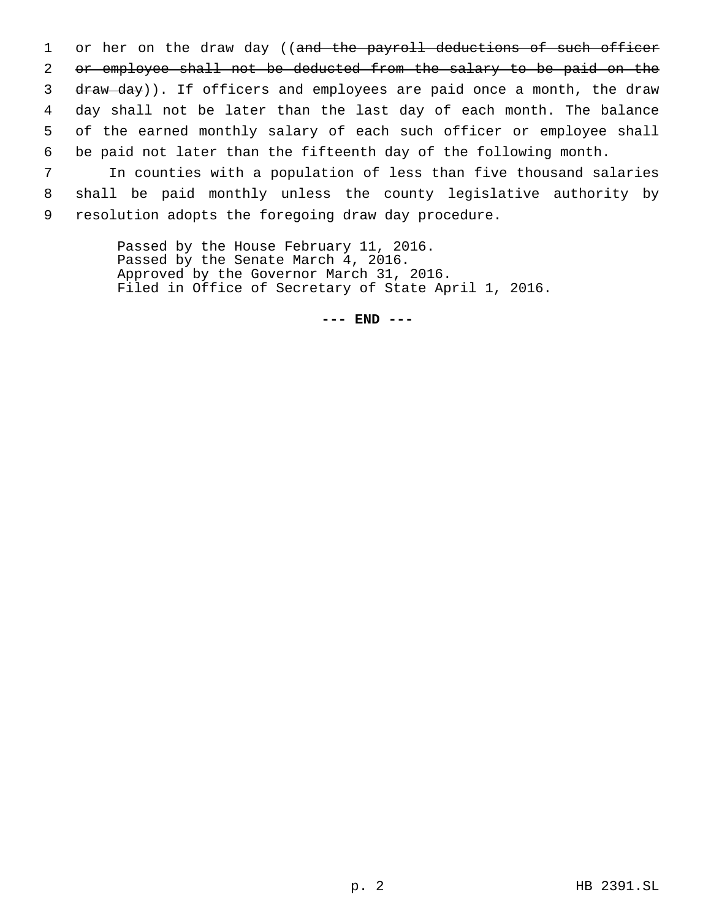or her on the draw day ((~~and the payroll deductions of such officer or employee shall not be deducted from the salary to be paid on the draw day~~)). If officers and employees are paid once a month, the draw day shall not be later than the last day of each month. The balance of the earned monthly salary of each such officer or employee shall be paid not later than the fifteenth day of the following month.

In counties with a population of less than five thousand salaries shall be paid monthly unless the county legislative authority by resolution adopts the foregoing draw day procedure.

Passed by the House February 11, 2016.
Passed by the Senate March 4, 2016.
Approved by the Governor March 31, 2016.
Filed in Office of Secretary of State April 1, 2016.

**--- END ---**